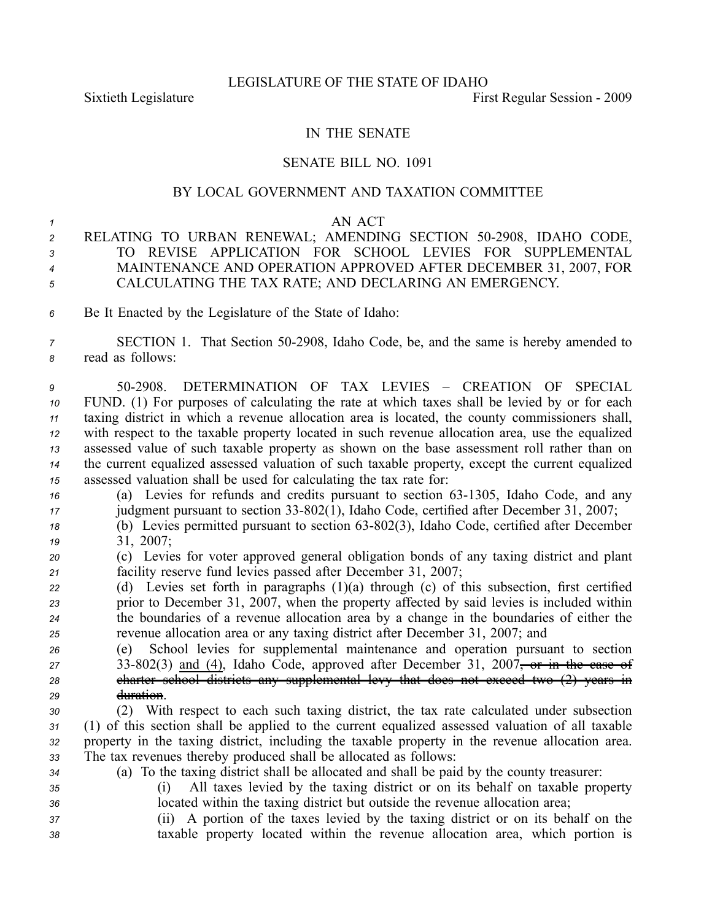LEGISLATURE OF THE STATE OF IDAHO

Sixtieth Legislature First Regular Session - 2009

IN THE SENATE

SENATE BILL NO. 1091

BY LOCAL GOVERNMENT AND TAXATION COMMITTEE

AN ACT

RELATING TO URBAN RENEWAL; AMENDING SECTION 50-2908, IDAHO CODE, TO REVISE APPLICATION FOR SCHOOL LEVIES FOR SUPPLEMENTAL MAINTENANCE AND OPERATION APPROVED AFTER DECEMBER 31, 2007, FOR CALCULATING THE TAX RATE; AND DECLARING AN EMERGENCY.

Be It Enacted by the Legislature of the State of Idaho:

SECTION 1. That Section 50-2908, Idaho Code, be, and the same is hereby amended to read as follows:

50-2908. DETERMINATION OF TAX LEVIES – CREATION OF SPECIAL FUND. (1) For purposes of calculating the rate at which taxes shall be levied by or for each taxing district in which a revenue allocation area is located, the county commissioners shall, with respect to the taxable property located in such revenue allocation area, use the equalized assessed value of such taxable property as shown on the base assessment roll rather than on the current equalized assessed valuation of such taxable property, except the current equalized assessed valuation shall be used for calculating the tax rate for:

(a) Levies for refunds and credits pursuant to section 63-1305, Idaho Code, and any judgment pursuant to section 33-802(1), Idaho Code, certified after December 31, 2007;

(b) Levies permitted pursuant to section 63-802(3), Idaho Code, certified after December 31, 2007;

(c) Levies for voter approved general obligation bonds of any taxing district and plant facility reserve fund levies passed after December 31, 2007;

(d) Levies set forth in paragraphs (1)(a) through (c) of this subsection, first certified prior to December 31, 2007, when the property affected by said levies is included within the boundaries of a revenue allocation area by a change in the boundaries of either the revenue allocation area or any taxing district after December 31, 2007; and

(e) School levies for supplemental maintenance and operation pursuant to section 33-802(3) <u>and (4)</u>, Idaho Code, approved after December 31, 2007~~, or in the case of charter school districts any supplemental levy that does not exceed two (2) years in duration~~.

(2) With respect to each such taxing district, the tax rate calculated under subsection (1) of this section shall be applied to the current equalized assessed valuation of all taxable property in the taxing district, including the taxable property in the revenue allocation area. The tax revenues thereby produced shall be allocated as follows:

(a) To the taxing district shall be allocated and shall be paid by the county treasurer:

(i) All taxes levied by the taxing district or on its behalf on taxable property located within the taxing district but outside the revenue allocation area;

(ii) A portion of the taxes levied by the taxing district or on its behalf on the taxable property located within the revenue allocation area, which portion is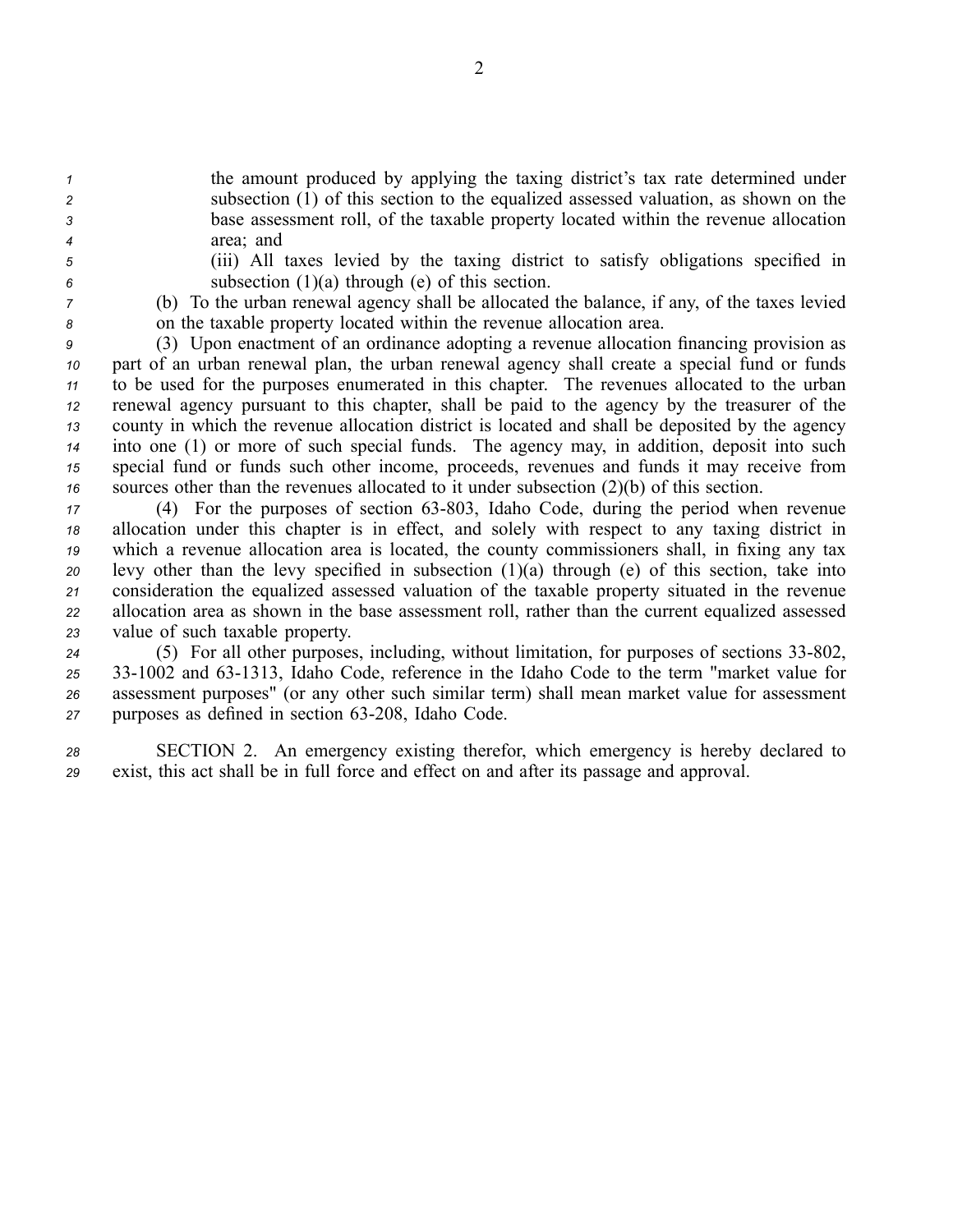the amount produced by applying the taxing district's tax rate determined under subsection (1) of this section to the equalized assessed valuation, as shown on the base assessment roll, of the taxable property located within the revenue allocation area; and

(iii) All taxes levied by the taxing district to satisfy obligations specified in subsection (1)(a) through (e) of this section.

(b) To the urban renewal agency shall be allocated the balance, if any, of the taxes levied on the taxable property located within the revenue allocation area.

(3) Upon enactment of an ordinance adopting a revenue allocation financing provision as part of an urban renewal plan, the urban renewal agency shall create a special fund or funds to be used for the purposes enumerated in this chapter. The revenues allocated to the urban renewal agency pursuant to this chapter, shall be paid to the agency by the treasurer of the county in which the revenue allocation district is located and shall be deposited by the agency into one (1) or more of such special funds. The agency may, in addition, deposit into such special fund or funds such other income, proceeds, revenues and funds it may receive from sources other than the revenues allocated to it under subsection (2)(b) of this section.

(4) For the purposes of section 63-803, Idaho Code, during the period when revenue allocation under this chapter is in effect, and solely with respect to any taxing district in which a revenue allocation area is located, the county commissioners shall, in fixing any tax levy other than the levy specified in subsection (1)(a) through (e) of this section, take into consideration the equalized assessed valuation of the taxable property situated in the revenue allocation area as shown in the base assessment roll, rather than the current equalized assessed value of such taxable property.

(5) For all other purposes, including, without limitation, for purposes of sections 33-802, 33-1002 and 63-1313, Idaho Code, reference in the Idaho Code to the term "market value for assessment purposes" (or any other such similar term) shall mean market value for assessment purposes as defined in section 63-208, Idaho Code.

SECTION 2. An emergency existing therefor, which emergency is hereby declared to exist, this act shall be in full force and effect on and after its passage and approval.